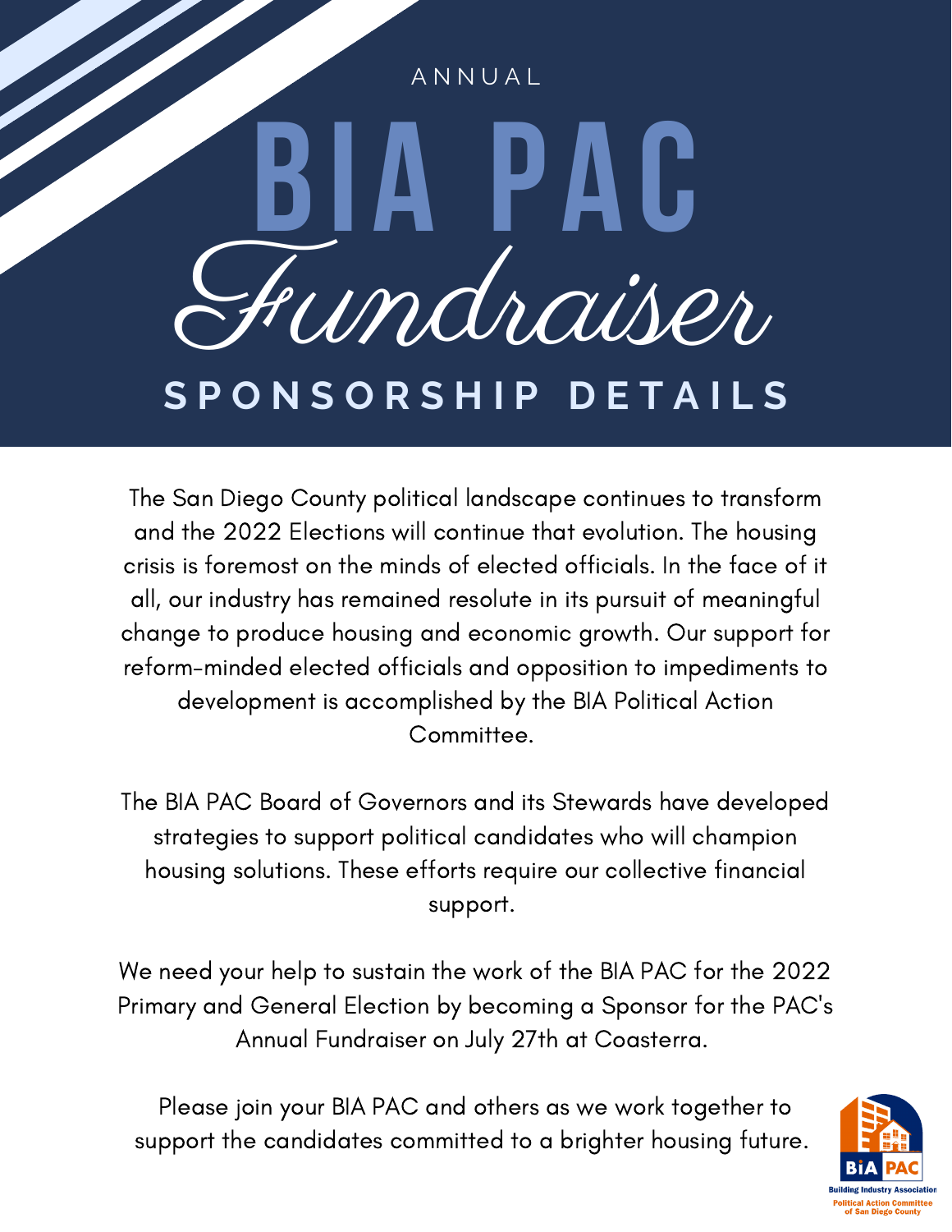ANNUAL

# BIA PAC Fundraiser

## SPONSORSHIP DETAILS

The San Diego County political landscape continues to transform and the 2022 Elections will continue that evolution. The housing crisis is foremost on the minds of elected officials. In the face of it all, our industry has remained resolute in its pursuit of meaningful change to produce housing and economic growth. Our support for reform-minded elected officials and opposition to impediments to development is accomplished by the BIA Political Action Committee.

The BIA PAC Board of Governors and its Stewards have developed strategies to support political candidates who will champion housing solutions. These efforts require our collective financial support.

We need your help to sustain the work of the BIA PAC for the 2022 Primary and General Election by becoming a Sponsor for the PAC's Annual Fundraiser on July 27th at Coasterra.

Please join your BIA PAC and others as we work together to support the candidates committed to a brighter housing future.

BIA PAC
Building Industry Association
Political Action Committee
of San Diego County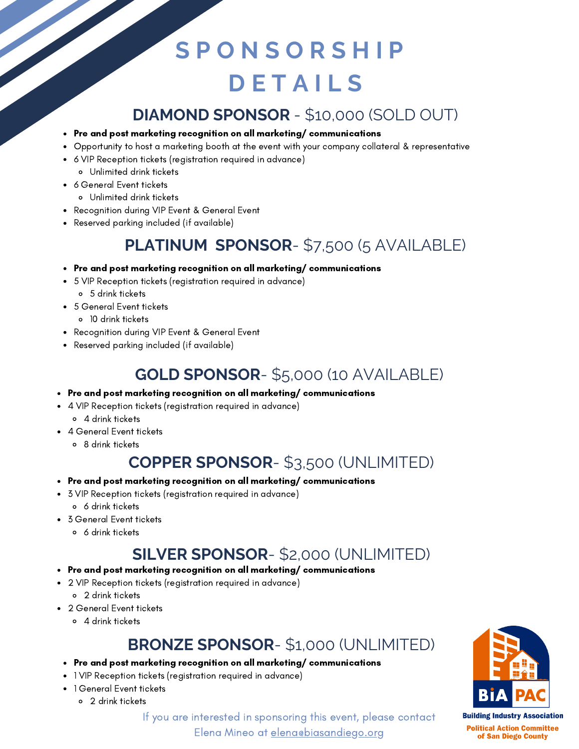# SPONSORSHIP DETAILS

## DIAMOND SPONSOR - $10,000 (SOLD OUT)

- **Pre and post marketing recognition on all marketing/ communications**
- Opportunity to host a marketing booth at the event with your company collateral & representative
- 6 VIP Reception tickets (registration required in advance)
  - Unlimited drink tickets
- 6 General Event tickets
  - Unlimited drink tickets
- Recognition during VIP Event & General Event
- Reserved parking included (if available)

## PLATINUM SPONSOR- $7,500 (5 AVAILABLE)

- **Pre and post marketing recognition on all marketing/ communications**
- 5 VIP Reception tickets (registration required in advance)
  - 5 drink tickets
- 5 General Event tickets
  - 10 drink tickets
- Recognition during VIP Event & General Event
- Reserved parking included (if available)

## GOLD SPONSOR- $5,000 (10 AVAILABLE)

- **Pre and post marketing recognition on all marketing/ communications**
- 4 VIP Reception tickets (registration required in advance)
  - 4 drink tickets
- 4 General Event tickets
  - 8 drink tickets

## COPPER SPONSOR- $3,500 (UNLIMITED)

- **Pre and post marketing recognition on all marketing/ communications**
- 3 VIP Reception tickets (registration required in advance)
  - 6 drink tickets
- 3 General Event tickets
  - 6 drink tickets

## SILVER SPONSOR- $2,000 (UNLIMITED)

- **Pre and post marketing recognition on all marketing/ communications**
- 2 VIP Reception tickets (registration required in advance)
  - 2 drink tickets
- 2 General Event tickets
  - 4 drink tickets

## BRONZE SPONSOR- $1,000 (UNLIMITED)

- **Pre and post marketing recognition on all marketing/ communications**
- 1 VIP Reception tickets (registration required in advance)
- 1 General Event tickets
  - 2 drink tickets

If you are interested in sponsoring this event, please contact Elena Mineo at elena@biasandiego.org

BIA PAC
Building Industry Association
Political Action Committee of San Diego County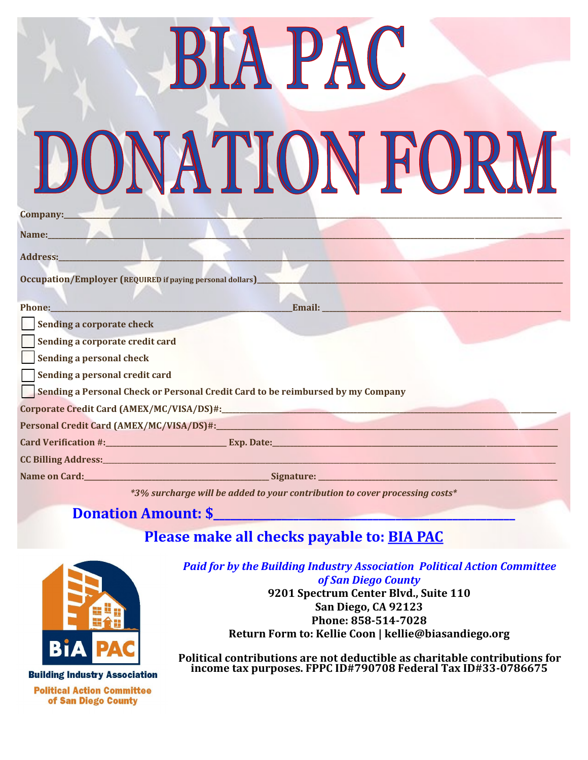# BIA PAC DONATION FORM

**Company:**______________________________________________________________________________

**Name:**______________________________________________________________________________

**Address:**______________________________________________________________________________

**Occupation/Employer (REQUIRED if paying personal dollars)**________________________________________

**Phone:**_________________________________ **Email:** ______________________________________

- [ ] **Sending a corporate check**
- [ ] **Sending a corporate credit card**
- [ ] **Sending a personal check**
- [ ] **Sending a personal credit card**
- [ ] **Sending a Personal Check or Personal Credit Card to be reimbursed by my Company**

**Corporate Credit Card (AMEX/MC/VISA/DS)#:**________________________________________________

**Personal Credit Card (AMEX/MC/VISA/DS)#:**_________________________________________________

**Card Verification #:**____________________ **Exp. Date:**___________________________________

**CC Billing Address:**_________________________________________________________________

**Name on Card:**_____________________________ **Signature:** _____________________________

***3% surcharge will be added to your contribution to cover processing costs***

## Donation Amount: $_____________________________________

## Please make all checks payable to: BIA PAC

Building Industry Association
Political Action Committee
of San Diego County

***Paid for by the Building Industry Association Political Action Committee of San Diego County***

**9201 Spectrum Center Blvd., Suite 110**
**San Diego, CA 92123**
**Phone: 858-514-7028**
**Return Form to: Kellie Coon | kellie@biasandiego.org**

**Political contributions are not deductible as charitable contributions for income tax purposes. FPPC ID#790708 Federal Tax ID#33-0786675**